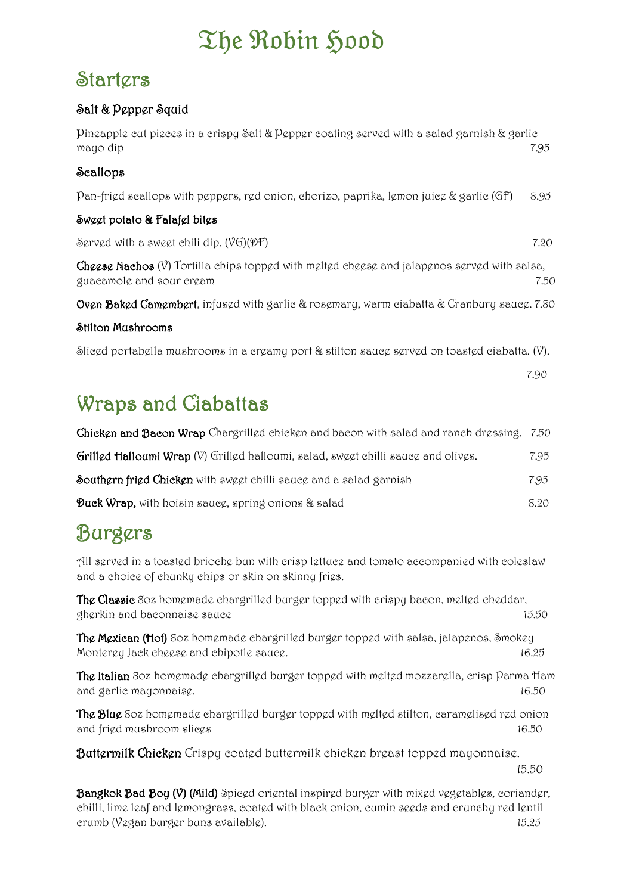# The Robin Hood

## Starters

### Salt & Pepper Squid

Pineapple cut pieces in a crispy Salt & Pepper coating served with a salad garnish & garlic mayo dip 7.95

### Scallops

Pan-fried scallops with peppers, red onion, chorizo, paprika, lemon juice & garlic (GF) 8.95

### Sweet potato & Falafel bites

Served with a sweet chili dip. (VG)(DF) 7.20

**Cheese Nachos** (V) Tortilla chips topped with melted cheese and jalapenos served with salsa, guacamole and sour cream 7.50

**Oven Baked Camembert**, infused with garlic & rosemary, warm ciabatta & Cranbury sauce. 7.80

### Stilton Mushrooms

Sliced portabella mushrooms in a creamy port & stilton sauce served on toasted ciabatta. (V).

7.90

## Wraps and Ciabattas

**Chicken and Bacon Wrap** Chargrilled chicken and bacon with salad and ranch dressing. 7.50

**Grilled Halloumi Wrap** (V) Grilled halloumi, salad, sweet chilli sauce and olives. 7.95

**Southern fried Chicken** with sweet chilli sauce and a salad garnish 7.95

**Duck Wrap,** with hoisin sauce, spring onions & salad 8.20

## Burgers

All served in a toasted brioche bun with crisp lettuce and tomato accompanied with coleslaw and a choice of chunky chips or skin on skinny fries.

**The Classic** 8oz homemade chargrilled burger topped with crispy bacon, melted cheddar, gherkin and baconnaise sauce 15.50

**The Mexican (Hot)** 8oz homemade chargrilled burger topped with salsa, jalapenos, Smokey Monterey Jack cheese and chipotle sauce. 16.25

**The Italian** 8oz homemade chargrilled burger topped with melted mozzarella, crisp Parma Ham and garlic mayonnaise. 16.50

**The Blue** 8oz homemade chargrilled burger topped with melted stilton, caramelised red onion and fried mushroom slices 16.50

**Buttermilk Chicken** Crispy coated buttermilk chicken breast topped mayonnaise.

15.50

**Bangkok Bad Boy (V) (Mild)** Spiced oriental inspired burger with mixed vegetables, coriander, chilli, lime leaf and lemongrass, coated with black onion, cumin seeds and crunchy red lentil crumb (Vegan burger buns available). 15.25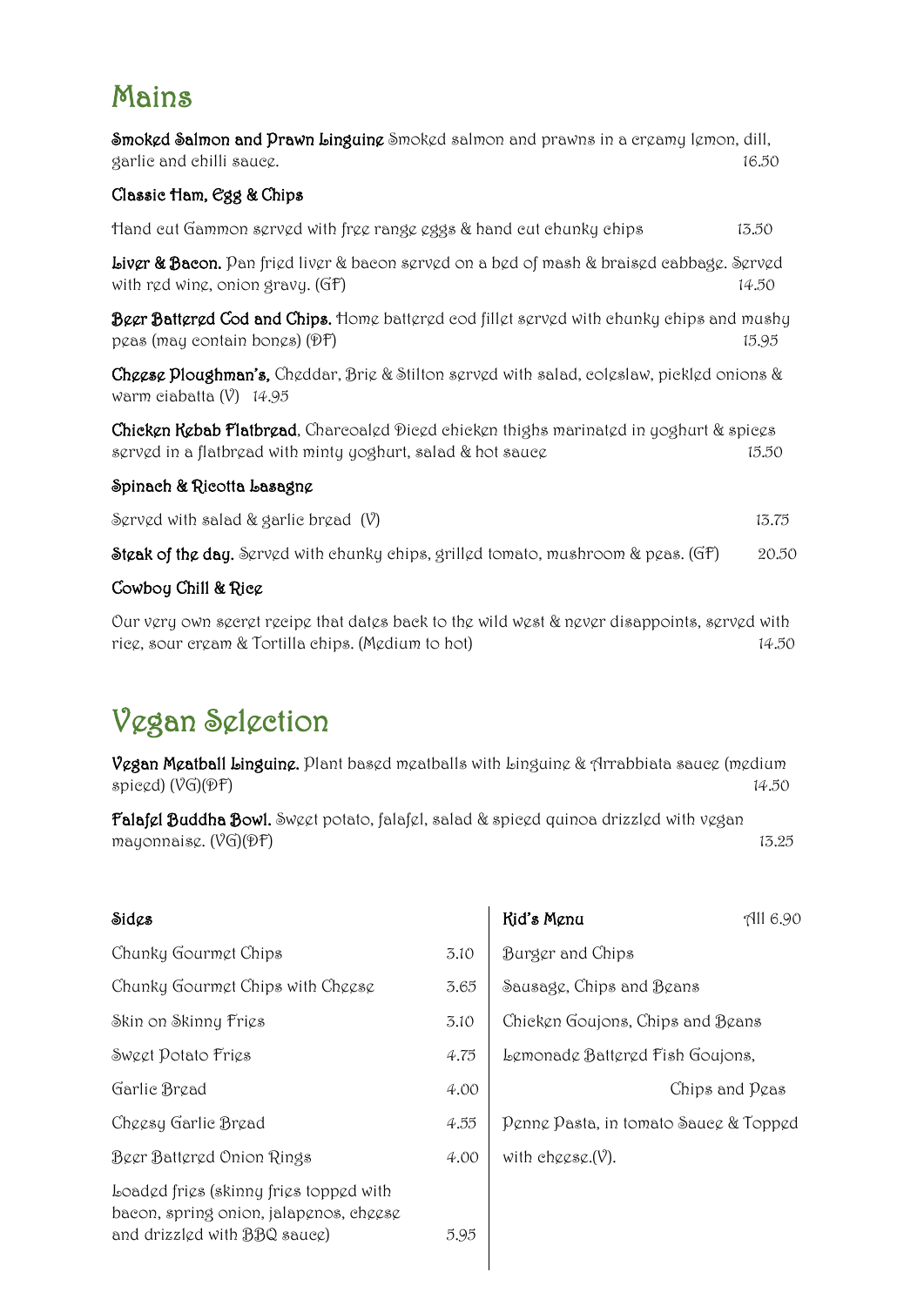# Mains

**Smoked Salmon and Prawn Linguine** Smoked salmon and prawns in a creamy lemon, dill, garlic and chilli sauce. 16.50

**Classic Ham, Egg & Chips**

Hand cut Gammon served with free range eggs & hand cut chunky chips 13.50

**Liver & Bacon.** Pan fried liver & bacon served on a bed of mash & braised cabbage. Served with red wine, onion gravy. (GF) 14.50

**Beer Battered Cod and Chips.** Home battered cod fillet served with chunky chips and mushy peas (may contain bones) (DF) 15.95

**Cheese Ploughman's,** Cheddar, Brie & Stilton served with salad, coleslaw, pickled onions & warm ciabatta (V) 14.95

**Chicken Kebab Flatbread**, Charcoaled Diced chicken thighs marinated in yoghurt & spices served in a flatbread with minty yoghurt, salad & hot sauce 15.50

**Spinach & Ricotta Lasagne**

Served with salad & garlic bread (V) 13.75

**Steak of the day.** Served with chunky chips, grilled tomato, mushroom & peas. (GF) 20.50

**Cowboy Chill & Rice**

Our very own secret recipe that dates back to the wild west & never disappoints, served with rice, sour cream & Tortilla chips. (Medium to hot) 14.50

# Vegan Selection

**Vegan Meatball Linguine.** Plant based meatballs with Linguine & Arrabbiata sauce (medium spiced) (VG)(DF) 14.50

**Falafel Buddha Bowl.** Sweet potato, falafel, salad & spiced quinoa drizzled with vegan mayonnaise. (VG)(DF) 13.25

| **Sides** | |
|---|---|
| Chunky Gourmet Chips | 3.10 |
| Chunky Gourmet Chips with Cheese | 3.65 |
| Skin on Skinny Fries | 3.10 |
| Sweet Potato Fries | 4.75 |
| Garlic Bread | 4.00 |
| Cheesy Garlic Bread | 4.55 |
| Beer Battered Onion Rings | 4.00 |
| Loaded fries (skinny fries topped with bacon, spring onion, jalapenos, cheese and drizzled with BBQ sauce) | 5.95 |

**Kid's Menu** All 6.90

- Burger and Chips
- Sausage, Chips and Beans
- Chicken Goujons, Chips and Beans
- Lemonade Battered Fish Goujons, Chips and Peas
- Penne Pasta, in tomato Sauce & Topped with cheese.(V).